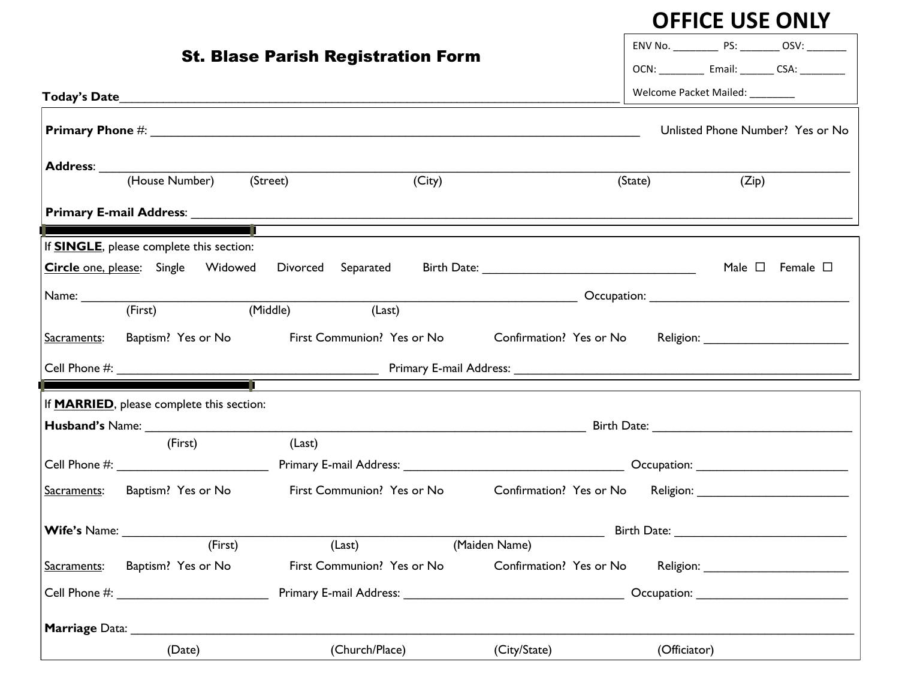**OFFICE USE ONLY**

ENV No. ________ PS: _______ OSV: _______

OCN: ________ Email: ______ CSA: ________

Welcome Packet Mailed: ________

# St. Blase Parish Registration Form

**Today's Date**______________________________________________________________________________

**Primary Phone** #: ______________________________________________________________ Unlisted Phone Number? Yes or No

**Address**: ______________________________________________________________________________________________
(House Number) (Street) (City) (State) (Zip)

**Primary E-mail Address**: _______________________________________________________________________________

If **SINGLE**, please complete this section:

**Circle** one, please: Single Widowed Divorced Separated Birth Date: ______________________________ Male ☐ Female ☐

Name: ______________________________________________________________ Occupation: ____________________________
(First) (Middle) (Last)

Sacraments: Baptism? Yes or No First Communion? Yes or No Confirmation? Yes or No Religion: ____________________

Cell Phone #: ___________________________________ Primary E-mail Address: ___________________________________________

If **MARRIED**, please complete this section:

**Husband's** Name: _______________________________________________________ Birth Date: ____________________________
(First) (Last)

Cell Phone #: ____________________ Primary E-mail Address: ______________________________ Occupation: ____________________

Sacraments: Baptism? Yes or No First Communion? Yes or No Confirmation? Yes or No Religion: ____________________

**Wife's** Name: _____________________________________________________________ Birth Date: ________________________
(First) (Last) (Maiden Name)

Sacraments: Baptism? Yes or No First Communion? Yes or No Confirmation? Yes or No Religion: ____________________

Cell Phone #: ____________________ Primary E-mail Address: ______________________________ Occupation: ____________________

**Marriage** Data: ___________________________________________________________________________________________
(Date) (Church/Place) (City/State) (Officiator)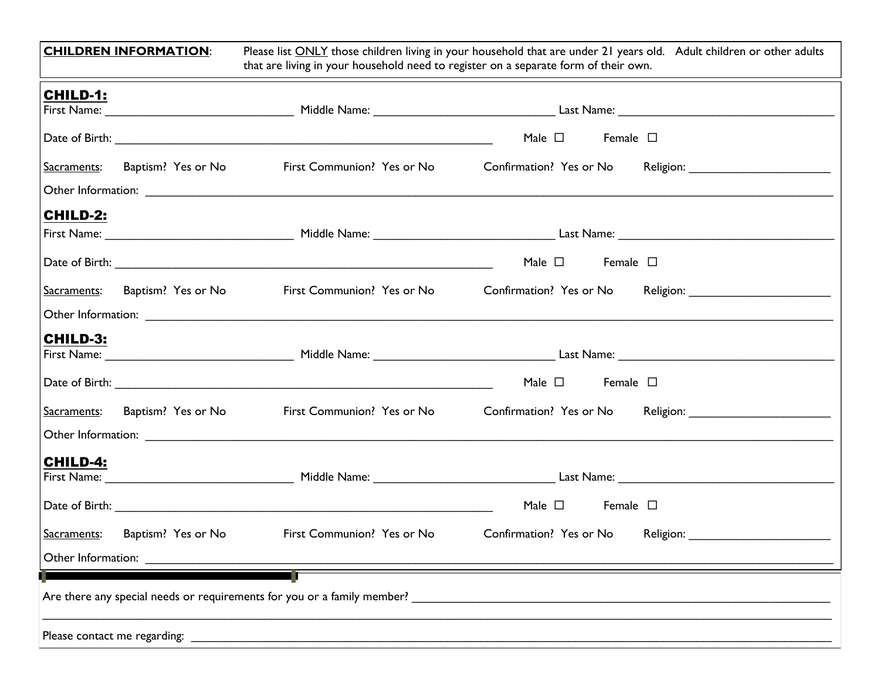**CHILDREN INFORMATION**: Please list ONLY those children living in your household that are under 21 years old. Adult children or other adults that are living in your household need to register on a separate form of their own.

**CHILD-1:**

First Name: ____________________ Middle Name: ____________________ Last Name: ______________________

Date of Birth: ________________________________________ Male ☐ Female ☐

Sacraments: Baptism? Yes or No First Communion? Yes or No Confirmation? Yes or No Religion: ______________

Other Information: ________________________________________________________________________

**CHILD-2:**

First Name: ____________________ Middle Name: ____________________ Last Name: ______________________

Date of Birth: ________________________________________ Male ☐ Female ☐

Sacraments: Baptism? Yes or No First Communion? Yes or No Confirmation? Yes or No Religion: ______________

Other Information: ________________________________________________________________________

**CHILD-3:**

First Name: ____________________ Middle Name: ____________________ Last Name: ______________________

Date of Birth: ________________________________________ Male ☐ Female ☐

Sacraments: Baptism? Yes or No First Communion? Yes or No Confirmation? Yes or No Religion: ______________

Other Information: ________________________________________________________________________

**CHILD-4:**

First Name: ____________________ Middle Name: ____________________ Last Name: ______________________

Date of Birth: ________________________________________ Male ☐ Female ☐

Sacraments: Baptism? Yes or No First Communion? Yes or No Confirmation? Yes or No Religion: ______________

Other Information: ________________________________________________________________________

Are there any special needs or requirements for you or a family member? ________________________________________

________________________________________________________________________________________

Please contact me regarding: ______________________________________________________________